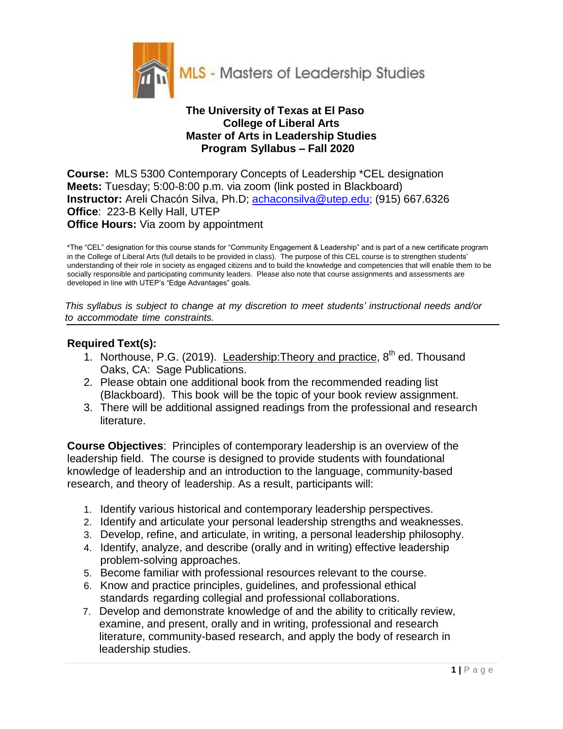MLS - Masters of Leadership Studies

**The University of Texas at El Paso**
**College of Liberal Arts**
**Master of Arts in Leadership Studies**
**Program Syllabus – Fall 2020**

**Course:** MLS 5300 Contemporary Concepts of Leadership *CEL designation
**Meets:** Tuesday; 5:00-8:00 p.m. via zoom (link posted in Blackboard)
**Instructor:** Areli Chacón Silva, Ph.D; achaconsilva@utep.edu; (915) 667.6326
**Office**: 223-B Kelly Hall, UTEP
**Office Hours:** Via zoom by appointment

*The "CEL" designation for this course stands for "Community Engagement & Leadership" and is part of a new certificate program in the College of Liberal Arts (full details to be provided in class). The purpose of this CEL course is to strengthen students' understanding of their role in society as engaged citizens and to build the knowledge and competencies that will enable them to be socially responsible and participating community leaders. Please also note that course assignments and assessments are developed in line with UTEP's "Edge Advantages" goals.

*This syllabus is subject to change at my discretion to meet students' instructional needs and/or to accommodate time constraints.*

---

**Required Text(s):**

1. Northouse, P.G. (2019). Leadership:Theory and practice, 8th ed. Thousand Oaks, CA: Sage Publications.
2. Please obtain one additional book from the recommended reading list (Blackboard). This book will be the topic of your book review assignment.
3. There will be additional assigned readings from the professional and research literature.

**Course Objectives**: Principles of contemporary leadership is an overview of the leadership field. The course is designed to provide students with foundational knowledge of leadership and an introduction to the language, community-based research, and theory of leadership. As a result, participants will:

1. Identify various historical and contemporary leadership perspectives.
2. Identify and articulate your personal leadership strengths and weaknesses.
3. Develop, refine, and articulate, in writing, a personal leadership philosophy.
4. Identify, analyze, and describe (orally and in writing) effective leadership problem-solving approaches.
5. Become familiar with professional resources relevant to the course.
6. Know and practice principles, guidelines, and professional ethical standards regarding collegial and professional collaborations.
7. Develop and demonstrate knowledge of and the ability to critically review, examine, and present, orally and in writing, professional and research literature, community-based research, and apply the body of research in leadership studies.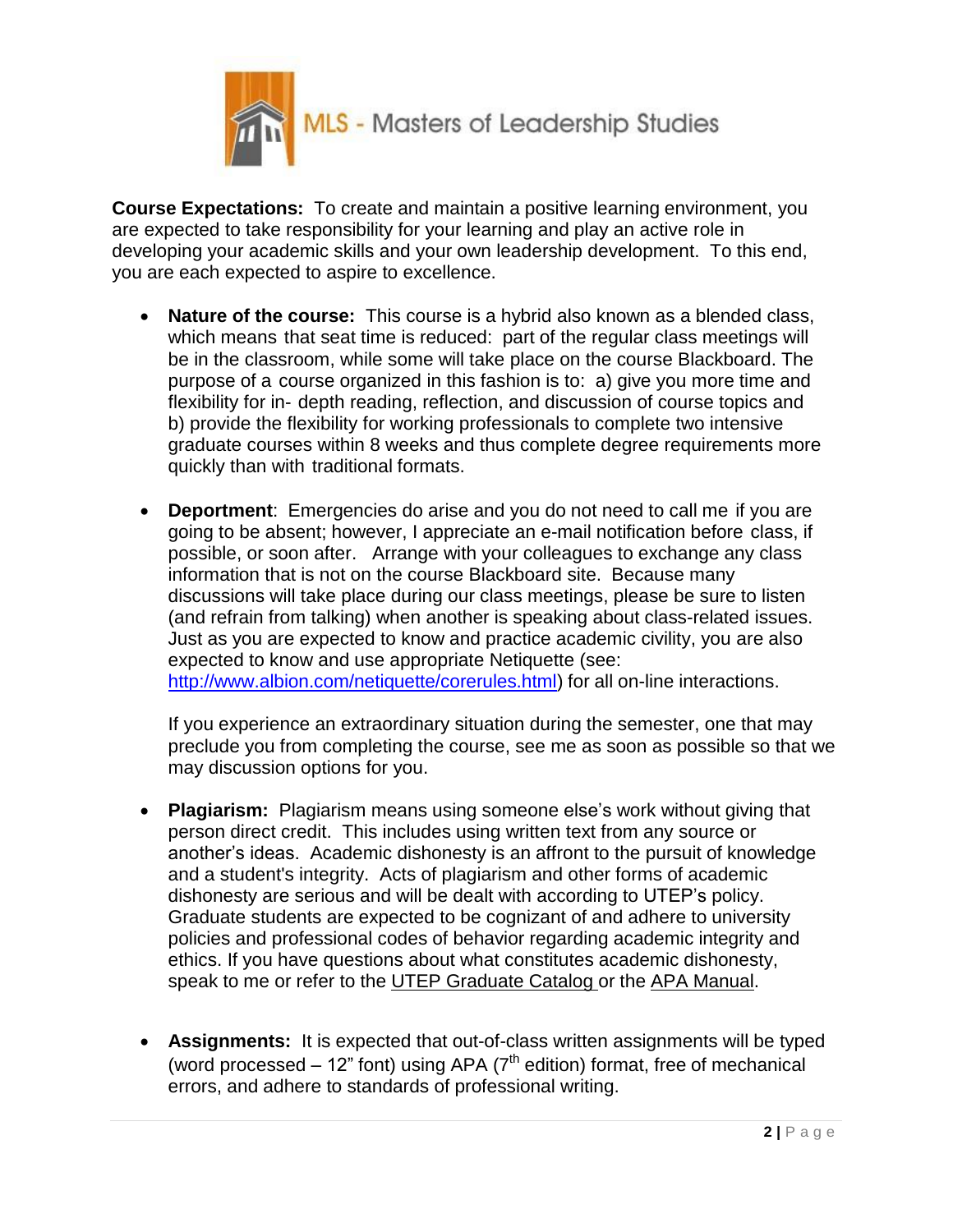MLS - Masters of Leadership Studies

**Course Expectations:** To create and maintain a positive learning environment, you are expected to take responsibility for your learning and play an active role in developing your academic skills and your own leadership development. To this end, you are each expected to aspire to excellence.

- **Nature of the course:** This course is a hybrid also known as a blended class, which means that seat time is reduced: part of the regular class meetings will be in the classroom, while some will take place on the course Blackboard. The purpose of a course organized in this fashion is to: a) give you more time and flexibility for in- depth reading, reflection, and discussion of course topics and b) provide the flexibility for working professionals to complete two intensive graduate courses within 8 weeks and thus complete degree requirements more quickly than with traditional formats.

- **Deportment**: Emergencies do arise and you do not need to call me if you are going to be absent; however, I appreciate an e-mail notification before class, if possible, or soon after. Arrange with your colleagues to exchange any class information that is not on the course Blackboard site. Because many discussions will take place during our class meetings, please be sure to listen (and refrain from talking) when another is speaking about class-related issues. Just as you are expected to know and practice academic civility, you are also expected to know and use appropriate Netiquette (see: [http://www.albion.com/netiquette/corerules.html](http://www.albion.com/netiquette/corerules.html)) for all on-line interactions.

  If you experience an extraordinary situation during the semester, one that may preclude you from completing the course, see me as soon as possible so that we may discussion options for you.

- **Plagiarism:** Plagiarism means using someone else's work without giving that person direct credit. This includes using written text from any source or another's ideas. Academic dishonesty is an affront to the pursuit of knowledge and a student's integrity. Acts of plagiarism and other forms of academic dishonesty are serious and will be dealt with according to UTEP's policy. Graduate students are expected to be cognizant of and adhere to university policies and professional codes of behavior regarding academic integrity and ethics. If you have questions about what constitutes academic dishonesty, speak to me or refer to the UTEP Graduate Catalog or the APA Manual.

- **Assignments:** It is expected that out-of-class written assignments will be typed (word processed – 12" font) using APA (7th edition) format, free of mechanical errors, and adhere to standards of professional writing.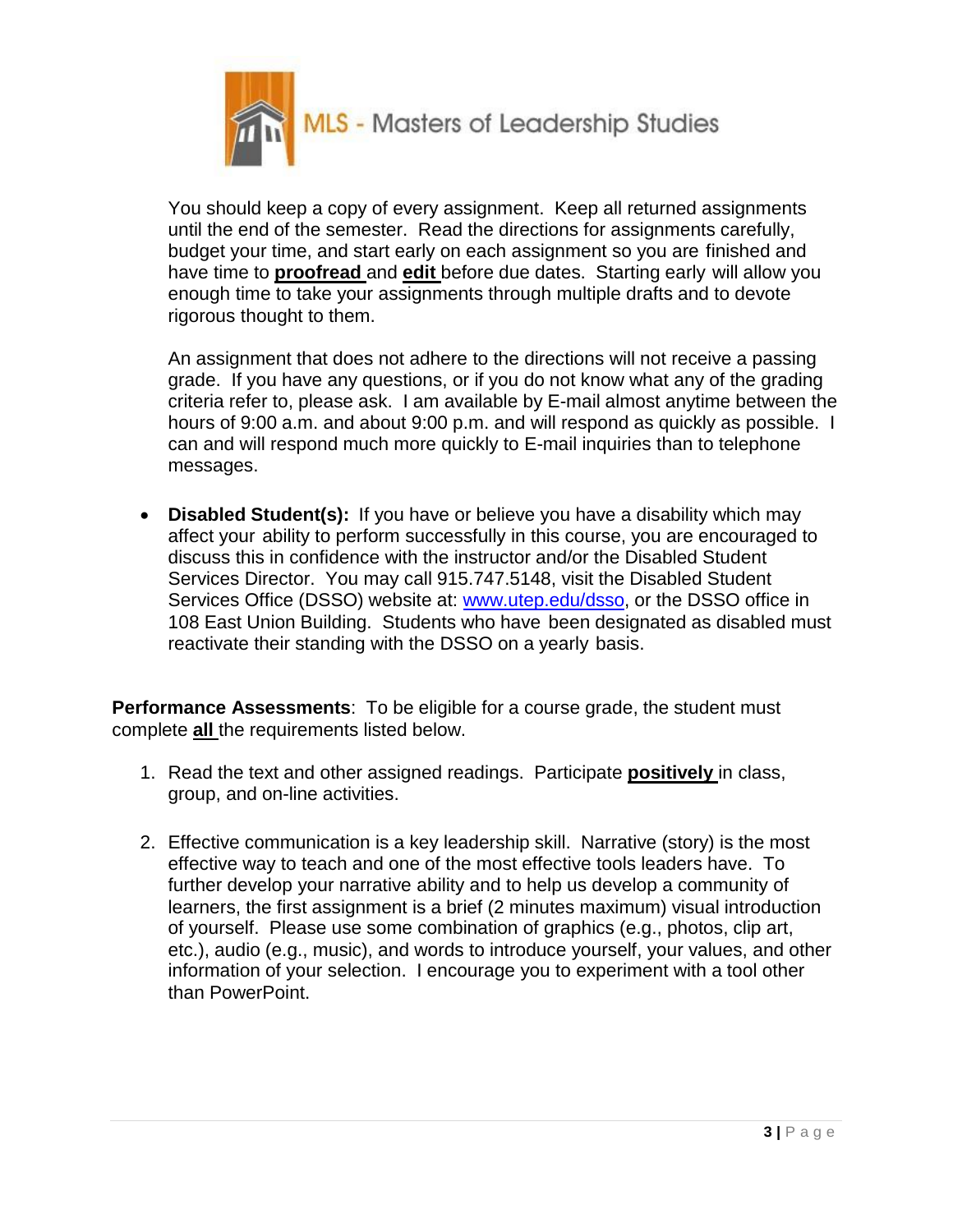You should keep a copy of every assignment. Keep all returned assignments until the end of the semester. Read the directions for assignments carefully, budget your time, and start early on each assignment so you are finished and have time to **proofread** and **edit** before due dates. Starting early will allow you enough time to take your assignments through multiple drafts and to devote rigorous thought to them.

An assignment that does not adhere to the directions will not receive a passing grade. If you have any questions, or if you do not know what any of the grading criteria refer to, please ask. I am available by E-mail almost anytime between the hours of 9:00 a.m. and about 9:00 p.m. and will respond as quickly as possible. I can and will respond much more quickly to E-mail inquiries than to telephone messages.

- **Disabled Student(s):** If you have or believe you have a disability which may affect your ability to perform successfully in this course, you are encouraged to discuss this in confidence with the instructor and/or the Disabled Student Services Director. You may call 915.747.5148, visit the Disabled Student Services Office (DSSO) website at: www.utep.edu/dsso, or the DSSO office in 108 East Union Building. Students who have been designated as disabled must reactivate their standing with the DSSO on a yearly basis.

**Performance Assessments**: To be eligible for a course grade, the student must complete **all** the requirements listed below.

1. Read the text and other assigned readings. Participate **positively** in class, group, and on-line activities.

2. Effective communication is a key leadership skill. Narrative (story) is the most effective way to teach and one of the most effective tools leaders have. To further develop your narrative ability and to help us develop a community of learners, the first assignment is a brief (2 minutes maximum) visual introduction of yourself. Please use some combination of graphics (e.g., photos, clip art, etc.), audio (e.g., music), and words to introduce yourself, your values, and other information of your selection. I encourage you to experiment with a tool other than PowerPoint.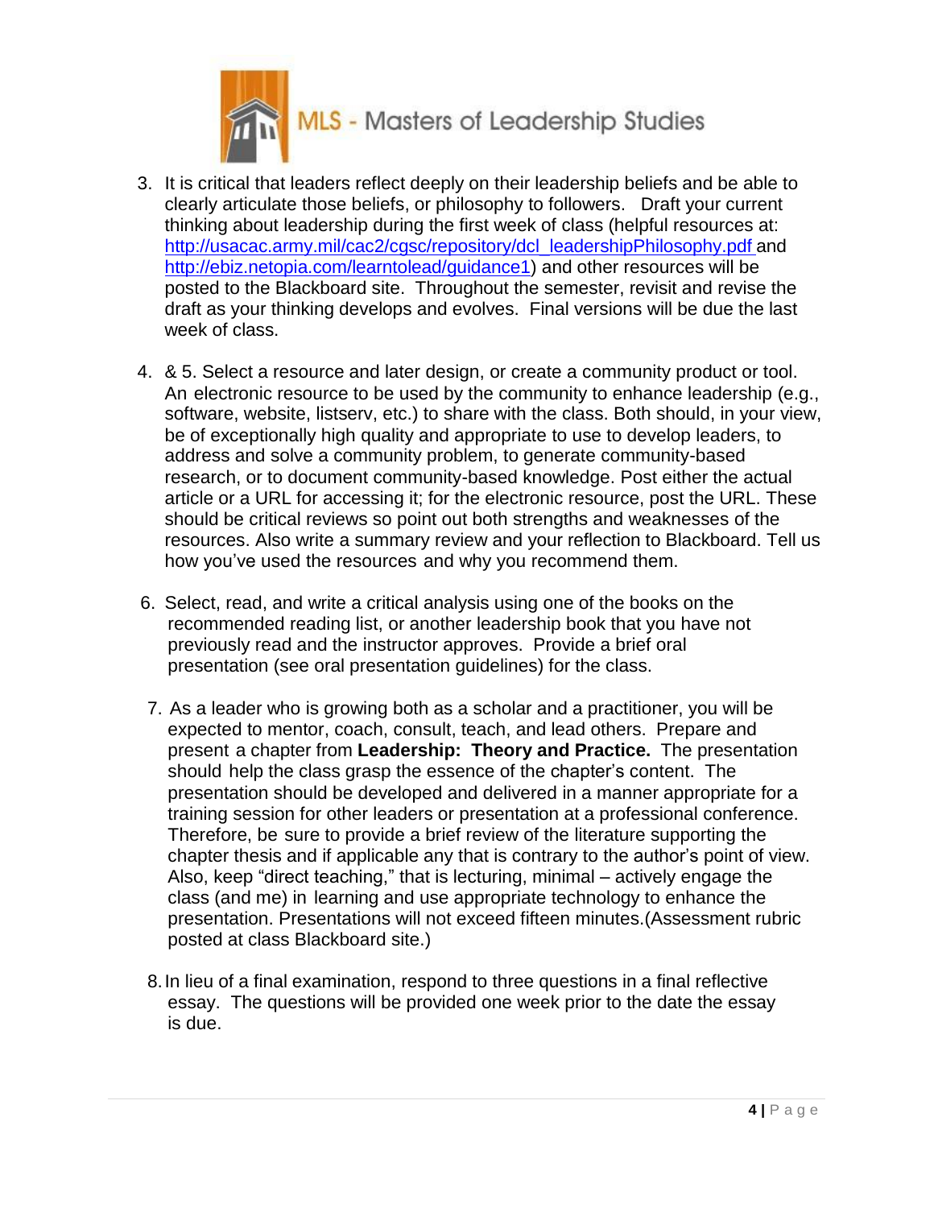3. It is critical that leaders reflect deeply on their leadership beliefs and be able to clearly articulate those beliefs, or philosophy to followers. Draft your current thinking about leadership during the first week of class (helpful resources at: http://usacac.army.mil/cac2/cgsc/repository/dcl_leadershipPhilosophy.pdf and http://ebiz.netopia.com/learntolead/guidance1) and other resources will be posted to the Blackboard site. Throughout the semester, revisit and revise the draft as your thinking develops and evolves. Final versions will be due the last week of class.

4. & 5. Select a resource and later design, or create a community product or tool. An electronic resource to be used by the community to enhance leadership (e.g., software, website, listserv, etc.) to share with the class. Both should, in your view, be of exceptionally high quality and appropriate to use to develop leaders, to address and solve a community problem, to generate community-based research, or to document community-based knowledge. Post either the actual article or a URL for accessing it; for the electronic resource, post the URL. These should be critical reviews so point out both strengths and weaknesses of the resources. Also write a summary review and your reflection to Blackboard. Tell us how you've used the resources and why you recommend them.

6. Select, read, and write a critical analysis using one of the books on the recommended reading list, or another leadership book that you have not previously read and the instructor approves. Provide a brief oral presentation (see oral presentation guidelines) for the class.

7. As a leader who is growing both as a scholar and a practitioner, you will be expected to mentor, coach, consult, teach, and lead others. Prepare and present a chapter from **Leadership: Theory and Practice.** The presentation should help the class grasp the essence of the chapter's content. The presentation should be developed and delivered in a manner appropriate for a training session for other leaders or presentation at a professional conference. Therefore, be sure to provide a brief review of the literature supporting the chapter thesis and if applicable any that is contrary to the author's point of view. Also, keep "direct teaching," that is lecturing, minimal – actively engage the class (and me) in learning and use appropriate technology to enhance the presentation. Presentations will not exceed fifteen minutes.(Assessment rubric posted at class Blackboard site.)

8. In lieu of a final examination, respond to three questions in a final reflective essay. The questions will be provided one week prior to the date the essay is due.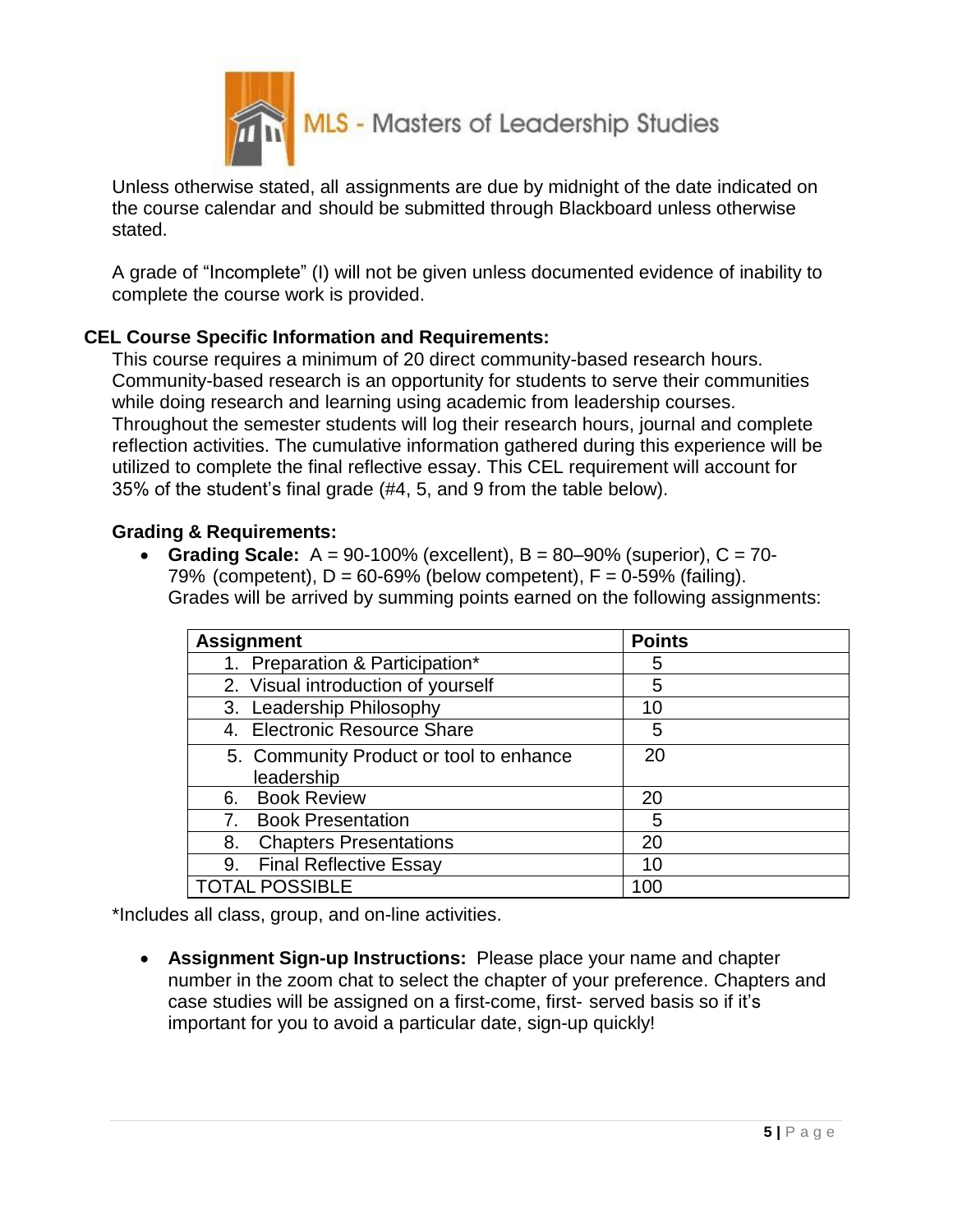Unless otherwise stated, all assignments are due by midnight of the date indicated on the course calendar and should be submitted through Blackboard unless otherwise stated.

A grade of "Incomplete" (I) will not be given unless documented evidence of inability to complete the course work is provided.

### CEL Course Specific Information and Requirements:

This course requires a minimum of 20 direct community-based research hours. Community-based research is an opportunity for students to serve their communities while doing research and learning using academic from leadership courses. Throughout the semester students will log their research hours, journal and complete reflection activities. The cumulative information gathered during this experience will be utilized to complete the final reflective essay. This CEL requirement will account for 35% of the student's final grade (#4, 5, and 9 from the table below).

### Grading & Requirements:

- **Grading Scale:** A = 90-100% (excellent), B = 80–90% (superior), C = 70-79% (competent), D = 60-69% (below competent), F = 0-59% (failing). Grades will be arrived by summing points earned on the following assignments:

| Assignment | Points |
|---|---|
| 1. Preparation & Participation* | 5 |
| 2. Visual introduction of yourself | 5 |
| 3. Leadership Philosophy | 10 |
| 4. Electronic Resource Share | 5 |
| 5. Community Product or tool to enhance leadership | 20 |
| 6. Book Review | 20 |
| 7. Book Presentation | 5 |
| 8. Chapters Presentations | 20 |
| 9. Final Reflective Essay | 10 |
| TOTAL POSSIBLE | 100 |

*Includes all class, group, and on-line activities.

- **Assignment Sign-up Instructions:** Please place your name and chapter number in the zoom chat to select the chapter of your preference. Chapters and case studies will be assigned on a first-come, first- served basis so if it's important for you to avoid a particular date, sign-up quickly!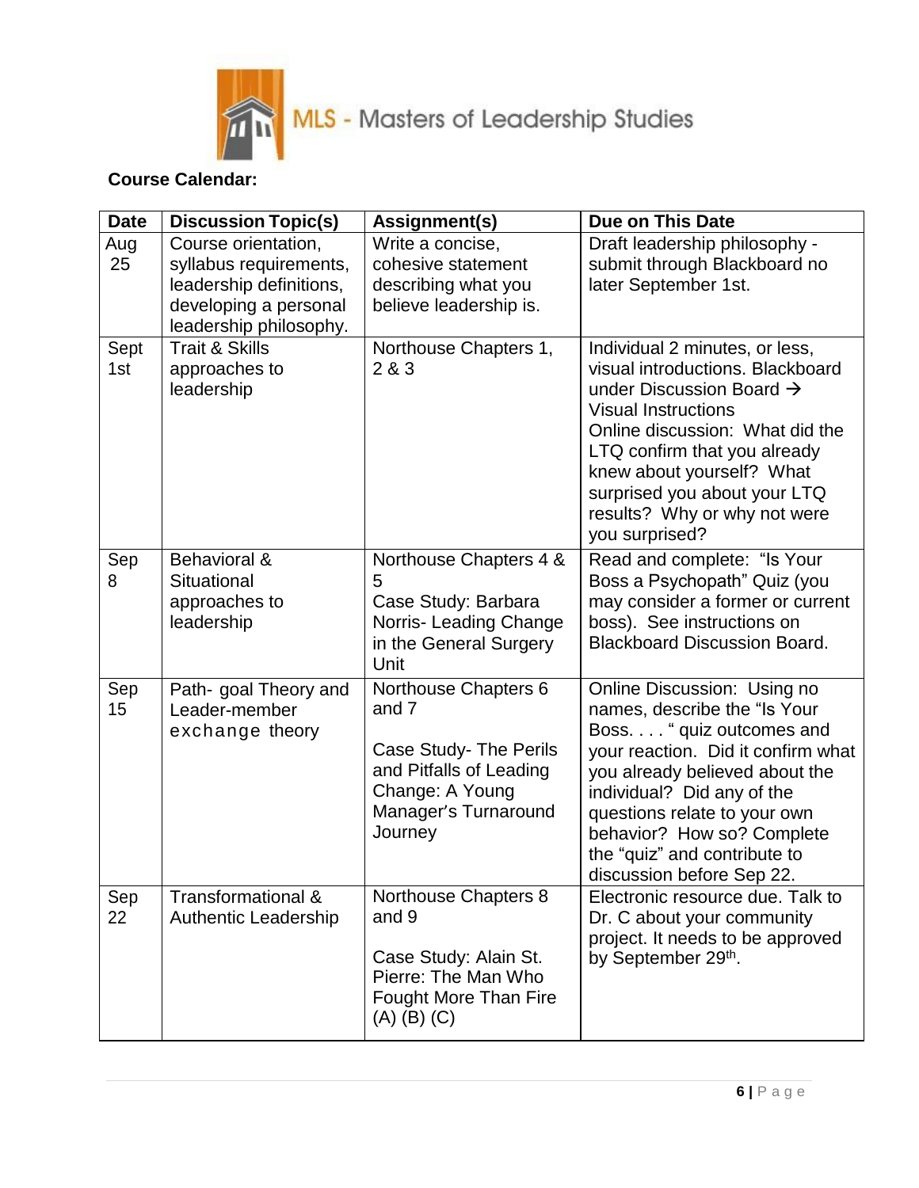MLS - Masters of Leadership Studies

**Course Calendar:**

| Date | Discussion Topic(s) | Assignment(s) | Due on This Date |
|---|---|---|---|
| Aug 25 | Course orientation, syllabus requirements, leadership definitions, developing a personal leadership philosophy. | Write a concise, cohesive statement describing what you believe leadership is. | Draft leadership philosophy - submit through Blackboard no later September 1st. |
| Sept 1st | Trait & Skills approaches to leadership | Northouse Chapters 1, 2 & 3 | Individual 2 minutes, or less, visual introductions. Blackboard under Discussion Board → Visual Instructions<br>Online discussion: What did the LTQ confirm that you already knew about yourself? What surprised you about your LTQ results? Why or why not were you surprised? |
| Sep 8 | Behavioral & Situational approaches to leadership | Northouse Chapters 4 & 5<br>Case Study: Barbara Norris- Leading Change in the General Surgery Unit | Read and complete: "Is Your Boss a Psychopath" Quiz (you may consider a former or current boss). See instructions on Blackboard Discussion Board. |
| Sep 15 | Path- goal Theory and Leader-member exchange theory | Northouse Chapters 6 and 7<br><br>Case Study- The Perils and Pitfalls of Leading Change: A Young Manager's Turnaround Journey | Online Discussion: Using no names, describe the "Is Your Boss. . . . " quiz outcomes and your reaction. Did it confirm what you already believed about the individual? Did any of the questions relate to your own behavior? How so? Complete the "quiz" and contribute to discussion before Sep 22. |
| Sep 22 | Transformational & Authentic Leadership | Northouse Chapters 8 and 9<br><br>Case Study: Alain St. Pierre: The Man Who Fought More Than Fire (A) (B) (C) | Electronic resource due. Talk to Dr. C about your community project. It needs to be approved by September 29th. |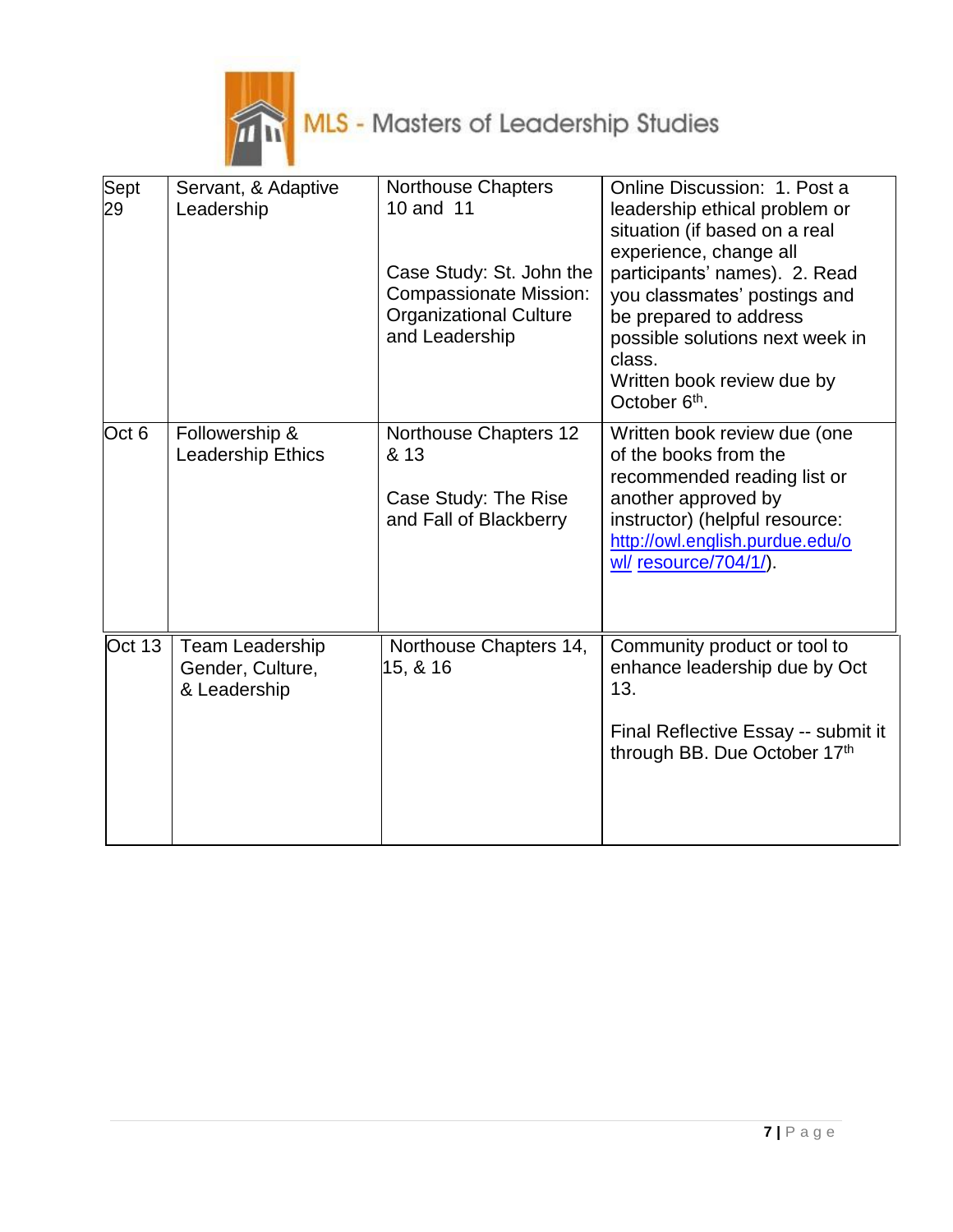| | | | |
|---|---|---|---|
| Sept 29 | Servant, & Adaptive Leadership | Northouse Chapters 10 and 11<br><br>Case Study: St. John the Compassionate Mission: Organizational Culture and Leadership | Online Discussion: 1. Post a leadership ethical problem or situation (if based on a real experience, change all participants' names). 2. Read you classmates' postings and be prepared to address possible solutions next week in class.<br>Written book review due by October 6th. |
| Oct 6 | Followership & Leadership Ethics | Northouse Chapters 12 & 13<br><br>Case Study: The Rise and Fall of Blackberry | Written book review due (one of the books from the recommended reading list or another approved by instructor) (helpful resource: http://owl.english.purdue.edu/owl/ resource/704/1/). |
| Oct 13 | Team Leadership Gender, Culture, & Leadership | Northouse Chapters 14, 15, & 16 | Community product or tool to enhance leadership due by Oct 13.<br><br>Final Reflective Essay -- submit it through BB. Due October 17th |